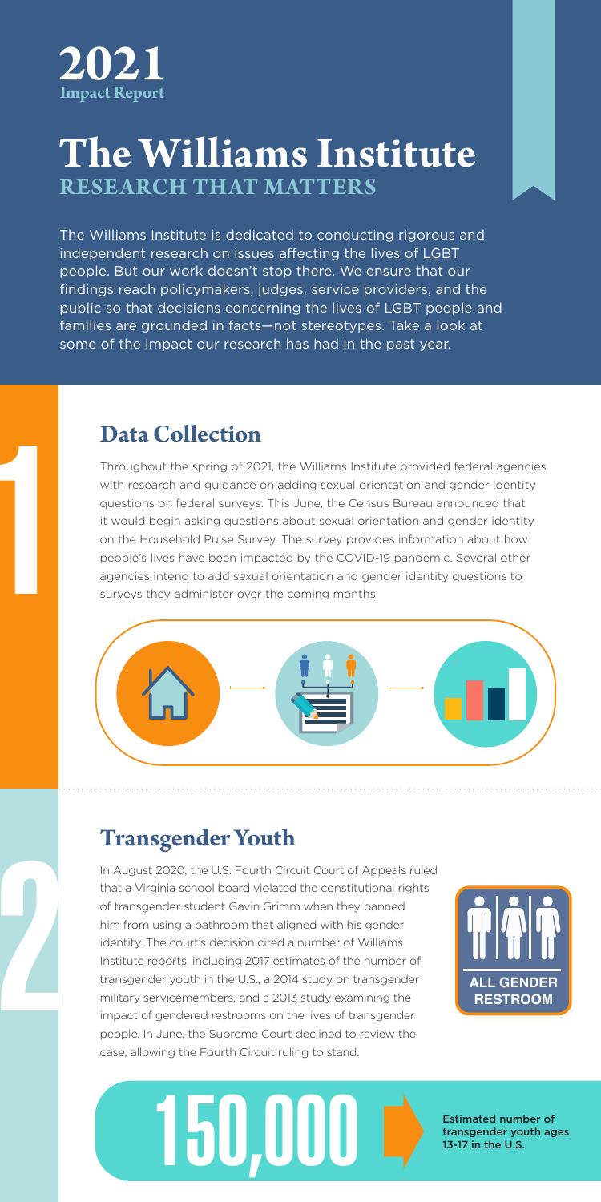# 2021

**Impact Report**

# The Williams Institute

## RESEARCH THAT MATTERS

The Williams Institute is dedicated to conducting rigorous and independent research on issues affecting the lives of LGBT people. But our work doesn't stop there. We ensure that our findings reach policymakers, judges, service providers, and the public so that decisions concerning the lives of LGBT people and families are grounded in facts—not stereotypes. Take a look at some of the impact our research has had in the past year.

## 1 Data Collection

Throughout the spring of 2021, the Williams Institute provided federal agencies with research and guidance on adding sexual orientation and gender identity questions on federal surveys. This June, the Census Bureau announced that it would begin asking questions about sexual orientation and gender identity on the Household Pulse Survey. The survey provides information about how people's lives have been impacted by the COVID-19 pandemic. Several other agencies intend to add sexual orientation and gender identity questions to surveys they administer over the coming months.

## 2 Transgender Youth

In August 2020, the U.S. Fourth Circuit Court of Appeals ruled that a Virginia school board violated the constitutional rights of transgender student Gavin Grimm when they banned him from using a bathroom that aligned with his gender identity. The court's decision cited a number of Williams Institute reports, including 2017 estimates of the number of transgender youth in the U.S., a 2014 study on transgender military servicemembers, and a 2013 study examining the impact of gendered restrooms on the lives of transgender people. In June, the Supreme Court declined to review the case, allowing the Fourth Circuit ruling to stand.

ALL GENDER RESTROOM

**150,000** Estimated number of transgender youth ages 13-17 in the U.S.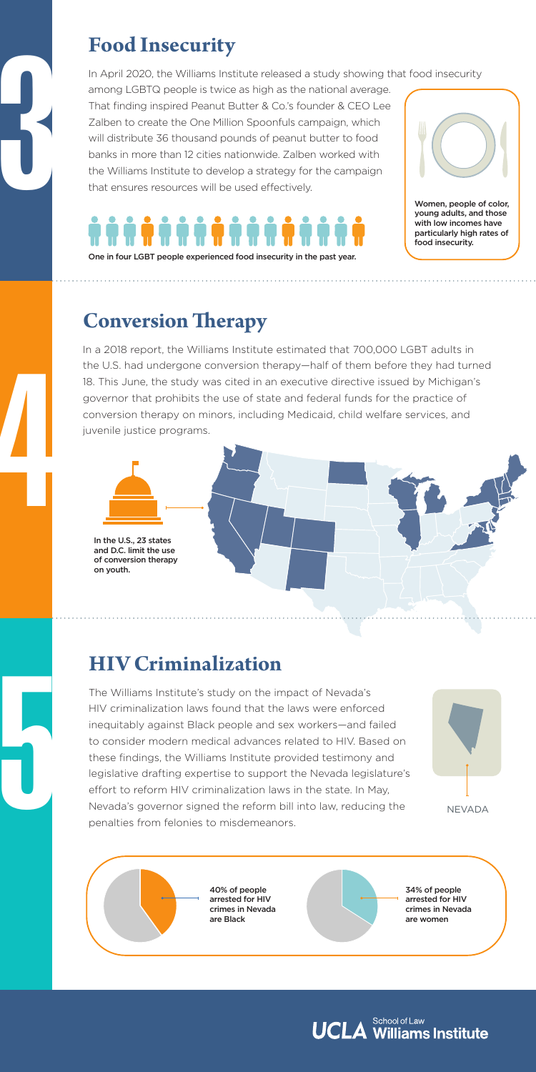3

## Food Insecurity

In April 2020, the Williams Institute released a study showing that food insecurity among LGBTQ people is twice as high as the national average. That finding inspired Peanut Butter & Co.'s founder & CEO Lee Zalben to create the One Million Spoonfuls campaign, which will distribute 36 thousand pounds of peanut butter to food banks in more than 12 cities nationwide. Zalben worked with the Williams Institute to develop a strategy for the campaign that ensures resources will be used effectively.

One in four LGBT people experienced food insecurity in the past year.

Women, people of color, young adults, and those with low incomes have particularly high rates of food insecurity.

4

## Conversion Therapy

In a 2018 report, the Williams Institute estimated that 700,000 LGBT adults in the U.S. had undergone conversion therapy—half of them before they had turned 18. This June, the study was cited in an executive directive issued by Michigan's governor that prohibits the use of state and federal funds for the practice of conversion therapy on minors, including Medicaid, child welfare services, and juvenile justice programs.

In the U.S., 23 states and D.C. limit the use of conversion therapy on youth.

5

## HIV Criminalization

The Williams Institute's study on the impact of Nevada's HIV criminalization laws found that the laws were enforced inequitably against Black people and sex workers—and failed to consider modern medical advances related to HIV. Based on these findings, the Williams Institute provided testimony and legislative drafting expertise to support the Nevada legislature's effort to reform HIV criminalization laws in the state. In May, Nevada's governor signed the reform bill into law, reducing the penalties from felonies to misdemeanors.

NEVADA

40% of people arrested for HIV crimes in Nevada are Black

34% of people arrested for HIV crimes in Nevada are women

UCLA School of Law Williams Institute